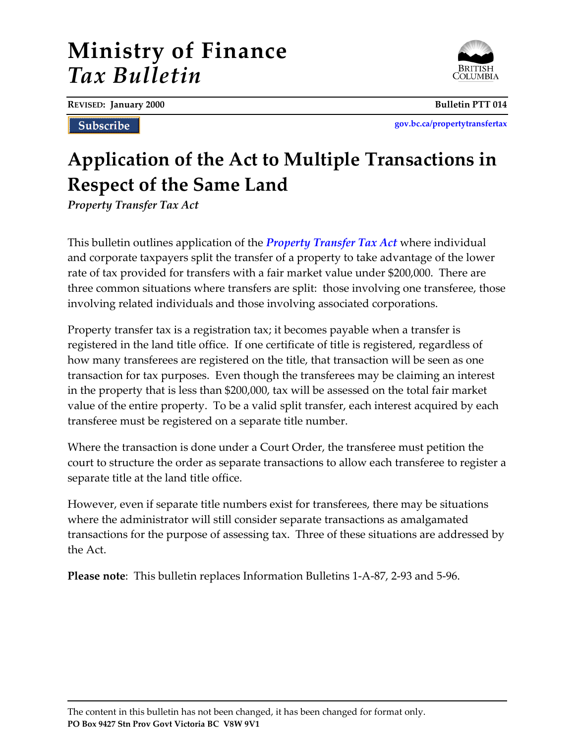# Ministry of Finance
# *Tax Bulletin*

**REVISED: January 2000** | **Bulletin PTT 014**

Subscribe

gov.bc.ca/propertytransfertax

## Application of the Act to Multiple Transactions in Respect of the Same Land

***Property Transfer Tax Act***

This bulletin outlines application of the ***Property Transfer Tax Act*** where individual and corporate taxpayers split the transfer of a property to take advantage of the lower rate of tax provided for transfers with a fair market value under $200,000. There are three common situations where transfers are split: those involving one transferee, those involving related individuals and those involving associated corporations.

Property transfer tax is a registration tax; it becomes payable when a transfer is registered in the land title office. If one certificate of title is registered, regardless of how many transferees are registered on the title, that transaction will be seen as one transaction for tax purposes. Even though the transferees may be claiming an interest in the property that is less than $200,000, tax will be assessed on the total fair market value of the entire property. To be a valid split transfer, each interest acquired by each transferee must be registered on a separate title number.

Where the transaction is done under a Court Order, the transferee must petition the court to structure the order as separate transactions to allow each transferee to register a separate title at the land title office.

However, even if separate title numbers exist for transferees, there may be situations where the administrator will still consider separate transactions as amalgamated transactions for the purpose of assessing tax. Three of these situations are addressed by the Act.

**Please note**: This bulletin replaces Information Bulletins 1-A-87, 2-93 and 5-96.

The content in this bulletin has not been changed, it has been changed for format only.

**PO Box 9427 Stn Prov Govt Victoria BC V8W 9V1**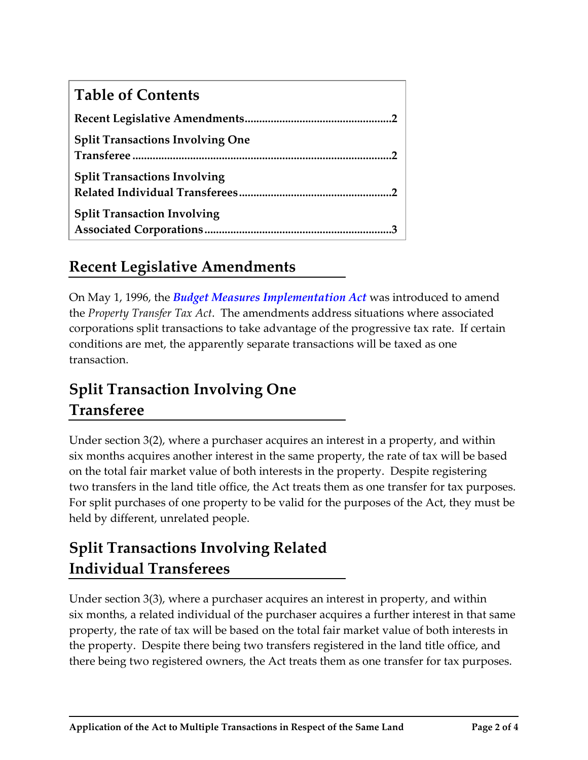## Table of Contents

**Recent Legislative Amendments**....2

**Split Transactions Involving One Transferee**....2

**Split Transactions Involving Related Individual Transferees**....2

**Split Transaction Involving Associated Corporations**....3

## Recent Legislative Amendments

On May 1, 1996, the ***Budget Measures Implementation Act*** was introduced to amend the *Property Transfer Tax Act*. The amendments address situations where associated corporations split transactions to take advantage of the progressive tax rate. If certain conditions are met, the apparently separate transactions will be taxed as one transaction.

## Split Transaction Involving One Transferee

Under section 3(2), where a purchaser acquires an interest in a property, and within six months acquires another interest in the same property, the rate of tax will be based on the total fair market value of both interests in the property. Despite registering two transfers in the land title office, the Act treats them as one transfer for tax purposes. For split purchases of one property to be valid for the purposes of the Act, they must be held by different, unrelated people.

## Split Transactions Involving Related Individual Transferees

Under section 3(3), where a purchaser acquires an interest in property, and within six months, a related individual of the purchaser acquires a further interest in that same property, the rate of tax will be based on the total fair market value of both interests in the property. Despite there being two transfers registered in the land title office, and there being two registered owners, the Act treats them as one transfer for tax purposes.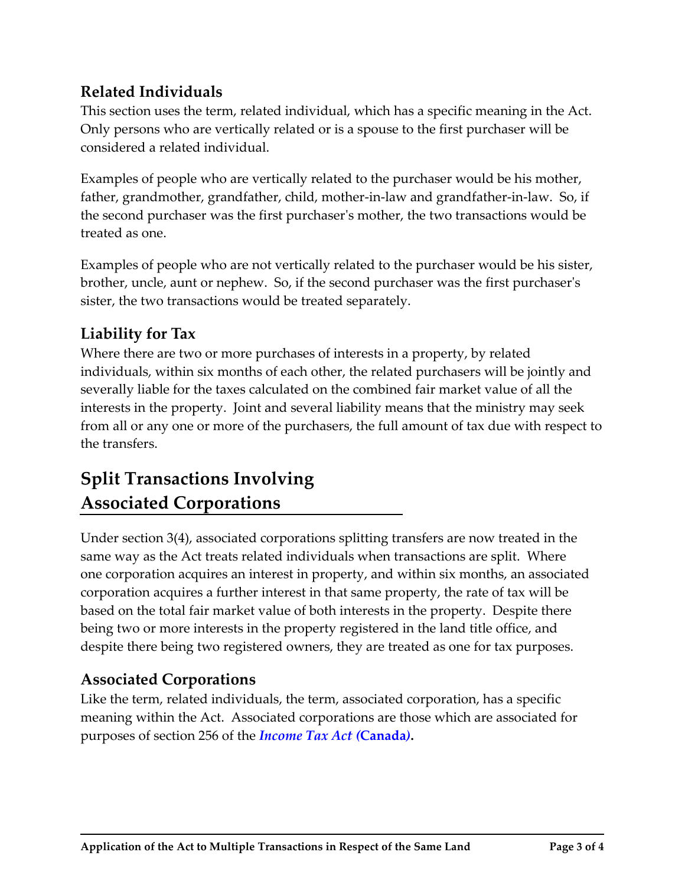### Related Individuals

This section uses the term, related individual, which has a specific meaning in the Act. Only persons who are vertically related or is a spouse to the first purchaser will be considered a related individual.

Examples of people who are vertically related to the purchaser would be his mother, father, grandmother, grandfather, child, mother-in-law and grandfather-in-law. So, if the second purchaser was the first purchaser's mother, the two transactions would be treated as one.

Examples of people who are not vertically related to the purchaser would be his sister, brother, uncle, aunt or nephew. So, if the second purchaser was the first purchaser's sister, the two transactions would be treated separately.

### Liability for Tax

Where there are two or more purchases of interests in a property, by related individuals, within six months of each other, the related purchasers will be jointly and severally liable for the taxes calculated on the combined fair market value of all the interests in the property. Joint and several liability means that the ministry may seek from all or any one or more of the purchasers, the full amount of tax due with respect to the transfers.

## Split Transactions Involving Associated Corporations

Under section 3(4), associated corporations splitting transfers are now treated in the same way as the Act treats related individuals when transactions are split. Where one corporation acquires an interest in property, and within six months, an associated corporation acquires a further interest in that same property, the rate of tax will be based on the total fair market value of both interests in the property. Despite there being two or more interests in the property registered in the land title office, and despite there being two registered owners, they are treated as one for tax purposes.

### Associated Corporations

Like the term, related individuals, the term, associated corporation, has a specific meaning within the Act. Associated corporations are those which are associated for purposes of section 256 of the ***Income Tax Act* (Canada).**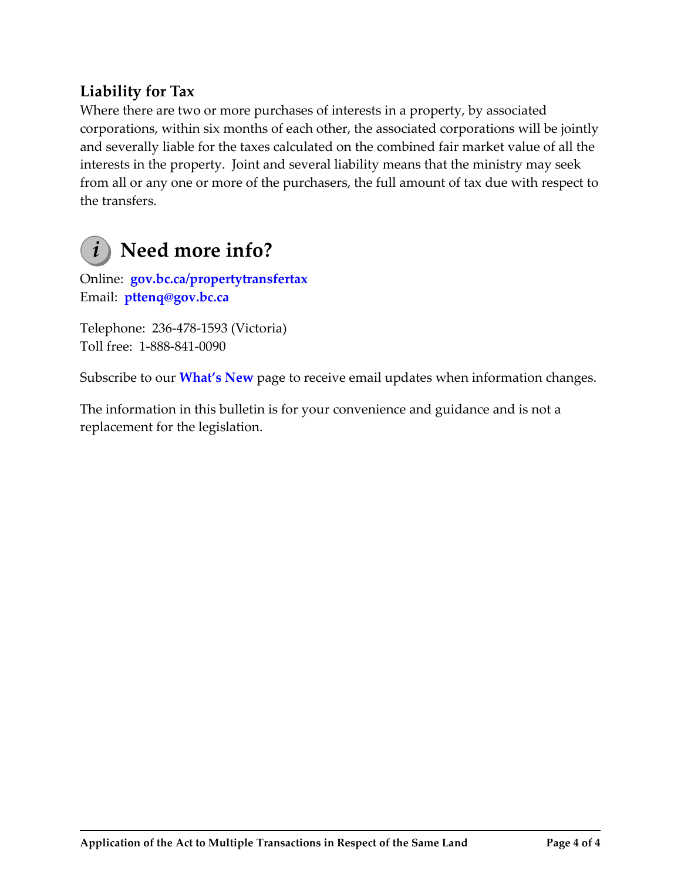## Liability for Tax

Where there are two or more purchases of interests in a property, by associated corporations, within six months of each other, the associated corporations will be jointly and severally liable for the taxes calculated on the combined fair market value of all the interests in the property. Joint and several liability means that the ministry may seek from all or any one or more of the purchasers, the full amount of tax due with respect to the transfers.

## Need more info?

Online: **gov.bc.ca/propertytransfertax**
Email: **pttenq@gov.bc.ca**

Telephone: 236-478-1593 (Victoria)
Toll free: 1-888-841-0090

Subscribe to our **What's New** page to receive email updates when information changes.

The information in this bulletin is for your convenience and guidance and is not a replacement for the legislation.